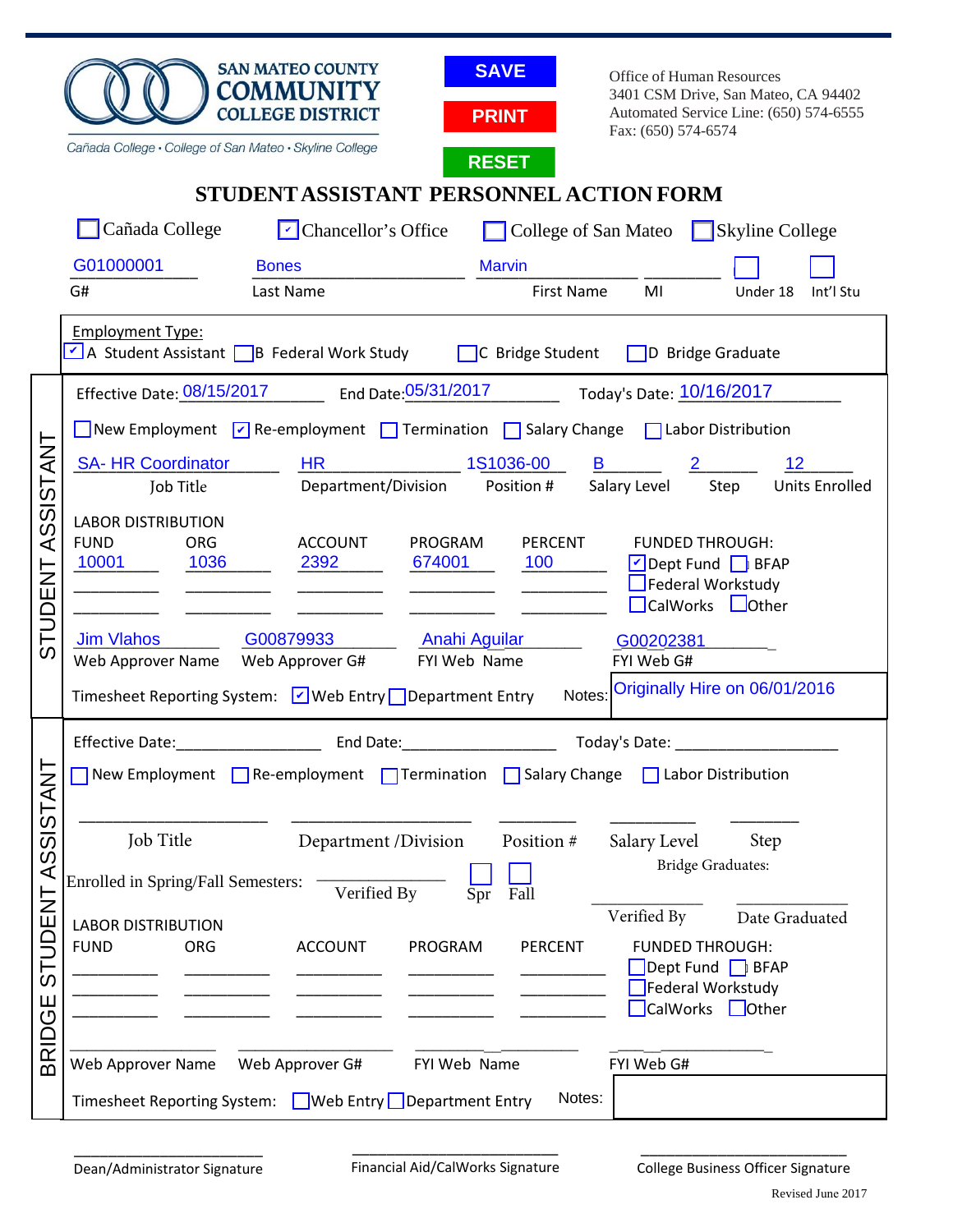SAN MATEO COUNTY
COMMUNITY
COLLEGE DISTRICT

Cañada College • College of San Mateo • Skyline College

SAVE

PRINT

RESET

Office of Human Resources
3401 CSM Drive, San Mateo, CA 94402
Automated Service Line: (650) 574-6555
Fax: (650) 574-6574

# STUDENT ASSISTANT PERSONNEL ACTION FORM

☐ Cañada College ☑ Chancellor's Office ☐ College of San Mateo ☐ Skyline College

| G01000001 | Bones | Marvin | | ☐ | ☐ |
|---|---|---|---|---|---|
| G# | Last Name | First Name | MI | Under 18 | Int'l Stu |

Employment Type:
☑ A Student Assistant ☐ B Federal Work Study ☐ C Bridge Student ☐ D Bridge Graduate

## STUDENT ASSISTANT

Effective Date: 08/15/2017 End Date: 05/31/2017 Today's Date: 10/16/2017

☐ New Employment ☑ Re-employment ☐ Termination ☐ Salary Change ☐ Labor Distribution

| SA- HR Coordinator | HR | 1S1036-00 | B | 2 | 12 |
|---|---|---|---|---|---|
| Job Title | Department/Division | Position # | Salary Level | Step | Units Enrolled |

LABOR DISTRIBUTION

| FUND | ORG | ACCOUNT | PROGRAM | PERCENT |
|---|---|---|---|---|
| 10001 | 1036 | 2392 | 674001 | 100 |
| | | | | |
| | | | | |

FUNDED THROUGH:
☑ Dept Fund ☐ BFAP
☐ Federal Workstudy
☐ CalWorks ☐ Other

| Jim Vlahos | G00879933 | Anahi Aguilar | G00202381 |
|---|---|---|---|
| Web Approver Name | Web Approver G# | FYI Web Name | FYI Web G# |

Timesheet Reporting System: ☑ Web Entry ☐ Department Entry

Notes: Originally Hire on 06/01/2016

## BRIDGE STUDENT ASSISTANT

Effective Date:________________ End Date:________________ Today's Date: ________________

☐ New Employment ☐ Re-employment ☐ Termination ☐ Salary Change ☐ Labor Distribution

| | | | | |
|---|---|---|---|---|
| Job Title | Department /Division | Position # | Salary Level | Step |

Enrolled in Spring/Fall Semesters: ______________ Verified By ☐ Spr ☐ Fall

Bridge Graduates: ______________ Verified By ______________ Date Graduated

LABOR DISTRIBUTION

| FUND | ORG | ACCOUNT | PROGRAM | PERCENT |
|---|---|---|---|---|
| | | | | |
| | | | | |
| | | | | |

FUNDED THROUGH:
☐ Dept Fund ☐ BFAP
☐ Federal Workstudy
☐ CalWorks ☐ Other

| | | | |
|---|---|---|---|
| Web Approver Name | Web Approver G# | FYI Web Name | FYI Web G# |

Timesheet Reporting System: ☐ Web Entry ☐ Department Entry

Notes:

______________________ Dean/Administrator Signature

______________________ Financial Aid/CalWorks Signature

______________________ College Business Officer Signature

Revised June 2017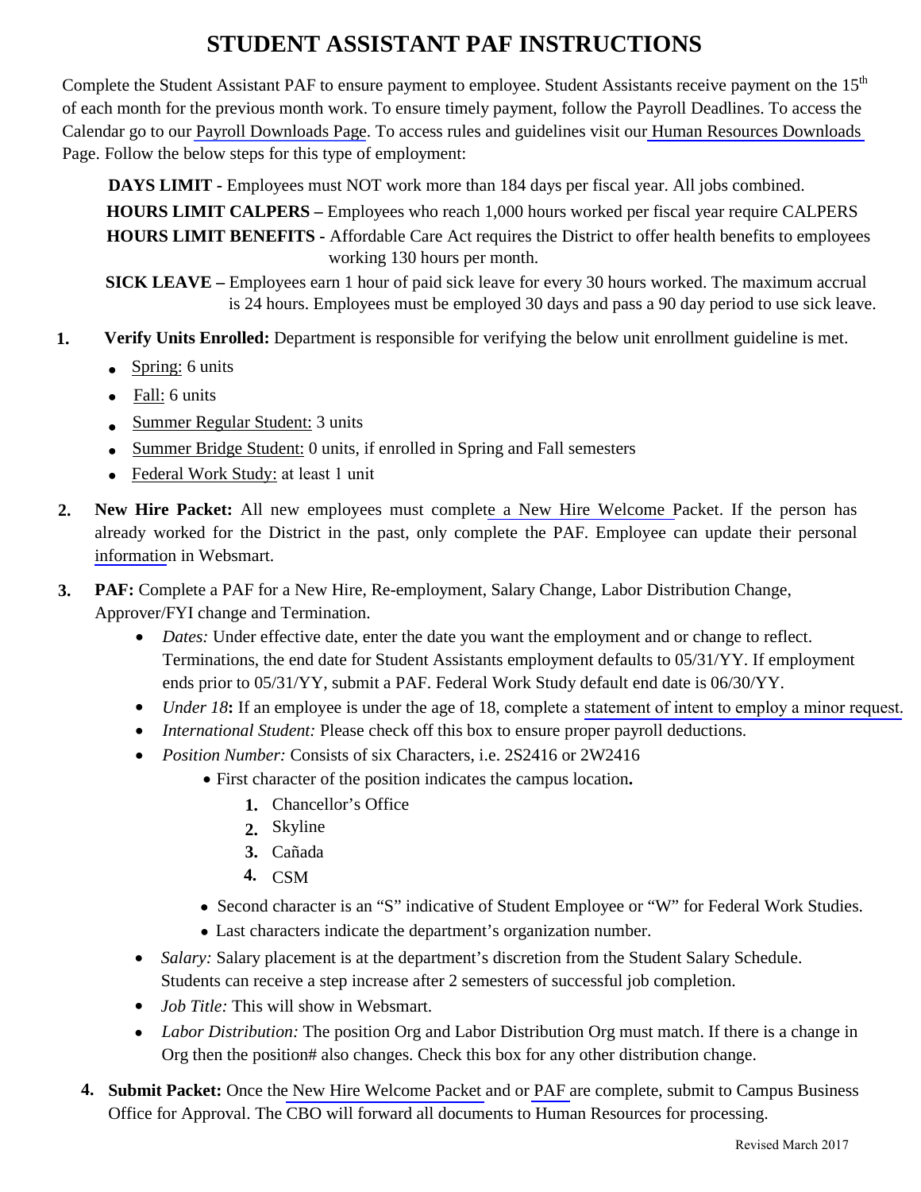# STUDENT ASSISTANT PAF INSTRUCTIONS

Complete the Student Assistant PAF to ensure payment to employee. Student Assistants receive payment on the 15th of each month for the previous month work. To ensure timely payment, follow the Payroll Deadlines. To access the Calendar go to our Payroll Downloads Page. To access rules and guidelines visit our Human Resources Downloads Page. Follow the below steps for this type of employment:

**DAYS LIMIT -** Employees must NOT work more than 184 days per fiscal year. All jobs combined.

**HOURS LIMIT CALPERS –** Employees who reach 1,000 hours worked per fiscal year require CALPERS

**HOURS LIMIT BENEFITS -** Affordable Care Act requires the District to offer health benefits to employees working 130 hours per month.

**SICK LEAVE –** Employees earn 1 hour of paid sick leave for every 30 hours worked. The maximum accrual is 24 hours. Employees must be employed 30 days and pass a 90 day period to use sick leave.

1. **Verify Units Enrolled:** Department is responsible for verifying the below unit enrollment guideline is met.
   - Spring: 6 units
   - Fall: 6 units
   - Summer Regular Student: 3 units
   - Summer Bridge Student: 0 units, if enrolled in Spring and Fall semesters
   - Federal Work Study: at least 1 unit
2. **New Hire Packet:** All new employees must complete a New Hire Welcome Packet. If the person has already worked for the District in the past, only complete the PAF. Employee can update their personal information in Websmart.
3. **PAF:** Complete a PAF for a New Hire, Re-employment, Salary Change, Labor Distribution Change, Approver/FYI change and Termination.
   - *Dates:* Under effective date, enter the date you want the employment and or change to reflect. Terminations, the end date for Student Assistants employment defaults to 05/31/YY. If employment ends prior to 05/31/YY, submit a PAF. Federal Work Study default end date is 06/30/YY.
   - *Under 18***:** If an employee is under the age of 18, complete a statement of intent to employ a minor request.
   - *International Student:* Please check off this box to ensure proper payroll deductions.
   - *Position Number:* Consists of six Characters, i.e. 2S2416 or 2W2416
     - First character of the position indicates the campus location**.**
       1. Chancellor's Office
       2. Skyline
       3. Cañada
       4. CSM
     - Second character is an "S" indicative of Student Employee or "W" for Federal Work Studies.
     - Last characters indicate the department's organization number.
   - *Salary:* Salary placement is at the department's discretion from the Student Salary Schedule. Students can receive a step increase after 2 semesters of successful job completion.
   - *Job Title:* This will show in Websmart.
   - *Labor Distribution:* The position Org and Labor Distribution Org must match. If there is a change in Org then the position# also changes. Check this box for any other distribution change.
4. **Submit Packet:** Once the New Hire Welcome Packet and or PAF are complete, submit to Campus Business Office for Approval. The CBO will forward all documents to Human Resources for processing.

Revised March 2017